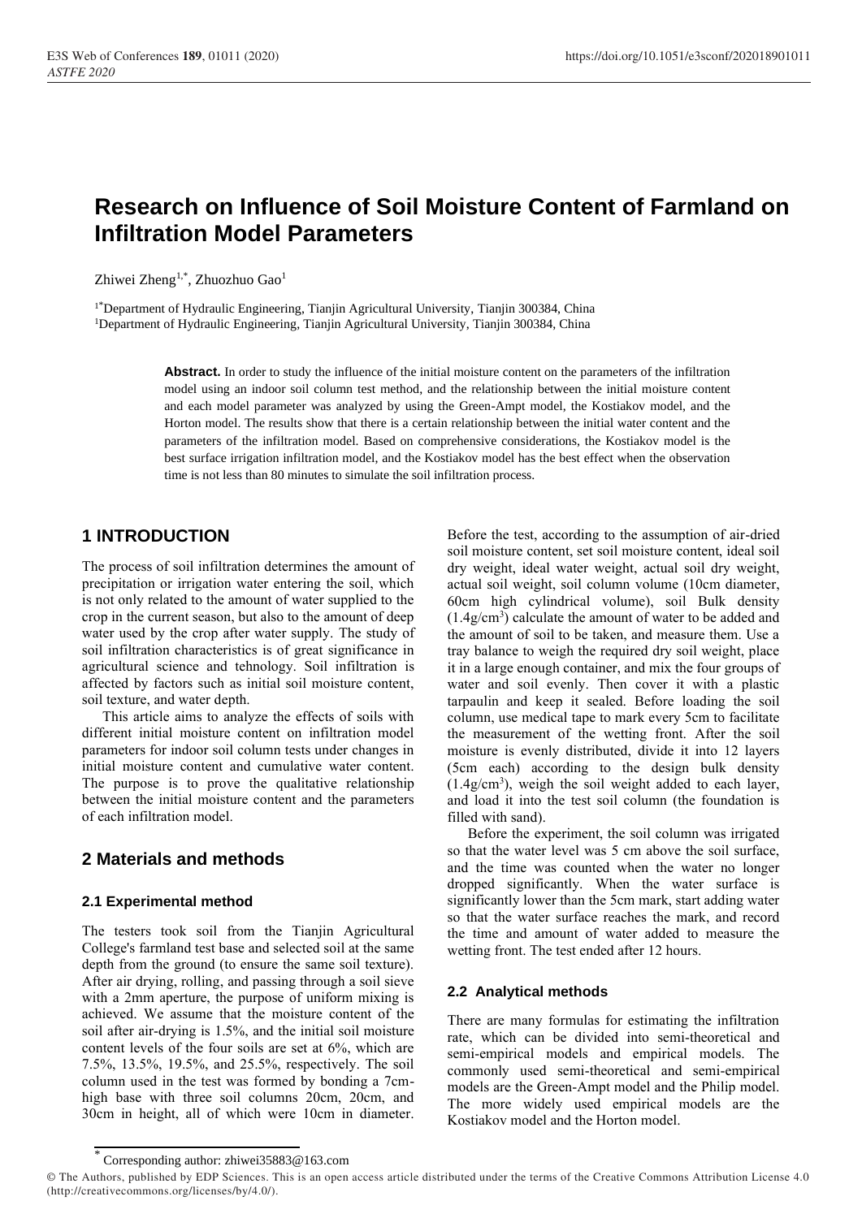# Research on Influence of Soil Moisture Content of Farmland on Infiltration Model Parameters

Zhiwei Zheng[1,*], Zhuozhuo Gao[1]

[1*]Department of Hydraulic Engineering, Tianjin Agricultural University, Tianjin 300384, China
[1]Department of Hydraulic Engineering, Tianjin Agricultural University, Tianjin 300384, China

**Abstract.** In order to study the influence of the initial moisture content on the parameters of the infiltration model using an indoor soil column test method, and the relationship between the initial moisture content and each model parameter was analyzed by using the Green-Ampt model, the Kostiakov model, and the Horton model. The results show that there is a certain relationship between the initial water content and the parameters of the infiltration model. Based on comprehensive considerations, the Kostiakov model is the best surface irrigation infiltration model, and the Kostiakov model has the best effect when the observation time is not less than 80 minutes to simulate the soil infiltration process.

## 1 INTRODUCTION

The process of soil infiltration determines the amount of precipitation or irrigation water entering the soil, which is not only related to the amount of water supplied to the crop in the current season, but also to the amount of deep water used by the crop after water supply. The study of soil infiltration characteristics is of great significance in agricultural science and tehnology. Soil infiltration is affected by factors such as initial soil moisture content, soil texture, and water depth.

This article aims to analyze the effects of soils with different initial moisture content on infiltration model parameters for indoor soil column tests under changes in initial moisture content and cumulative water content. The purpose is to prove the qualitative relationship between the initial moisture content and the parameters of each infiltration model.

## 2 Materials and methods

### 2.1 Experimental method

The testers took soil from the Tianjin Agricultural College's farmland test base and selected soil at the same depth from the ground (to ensure the same soil texture). After air drying, rolling, and passing through a soil sieve with a 2mm aperture, the purpose of uniform mixing is achieved. We assume that the moisture content of the soil after air-drying is 1.5%, and the initial soil moisture content levels of the four soils are set at 6%, which are 7.5%, 13.5%, 19.5%, and 25.5%, respectively. The soil column used in the test was formed by bonding a 7cm-high base with three soil columns 20cm, 20cm, and 30cm in height, all of which were 10cm in diameter. Before the test, according to the assumption of air-dried soil moisture content, set soil moisture content, ideal soil dry weight, ideal water weight, actual soil dry weight, actual soil weight, soil column volume (10cm diameter, 60cm high cylindrical volume), soil Bulk density ($1.4g/cm^3$) calculate the amount of water to be added and the amount of soil to be taken, and measure them. Use a tray balance to weigh the required dry soil weight, place it in a large enough container, and mix the four groups of water and soil evenly. Then cover it with a plastic tarpaulin and keep it sealed. Before loading the soil column, use medical tape to mark every 5cm to facilitate the measurement of the wetting front. After the soil moisture is evenly distributed, divide it into 12 layers (5cm each) according to the design bulk density ($1.4g/cm^3$), weigh the soil weight added to each layer, and load it into the test soil column (the foundation is filled with sand).

Before the experiment, the soil column was irrigated so that the water level was 5 cm above the soil surface, and the time was counted when the water no longer dropped significantly. When the water surface is significantly lower than the 5cm mark, start adding water so that the water surface reaches the mark, and record the time and amount of water added to measure the wetting front. The test ended after 12 hours.

### 2.2 Analytical methods

There are many formulas for estimating the infiltration rate, which can be divided into semi-theoretical and semi-empirical models and empirical models. The commonly used semi-theoretical and semi-empirical models are the Green-Ampt model and the Philip model. The more widely used empirical models are the Kostiakov model and the Horton model.

\* Corresponding author: zhiwei35883@163.com

© The Authors, published by EDP Sciences. This is an open access article distributed under the terms of the Creative Commons Attribution License 4.0 (http://creativecommons.org/licenses/by/4.0/).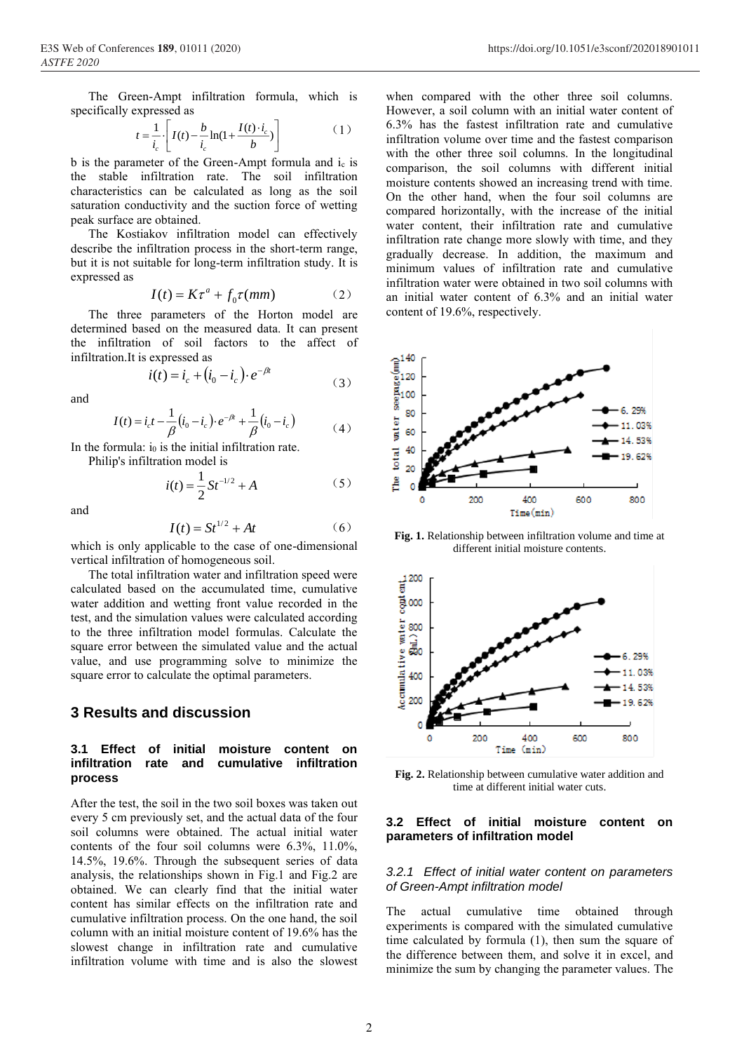The Green-Ampt infiltration formula, which is specifically expressed as

$$t = \frac{1}{i_c} \cdot \left[ I(t) - \frac{b}{i_c} \ln(1 + \frac{I(t) \cdot i_c}{b}) \right] \qquad (1)$$

b is the parameter of the Green-Ampt formula and $i_c$ is the stable infiltration rate. The soil infiltration characteristics can be calculated as long as the soil saturation conductivity and the suction force of wetting peak surface are obtained.

The Kostiakov infiltration model can effectively describe the infiltration process in the short-term range, but it is not suitable for long-term infiltration study. It is expressed as

$$I(t) = K\tau^a + f_0\tau(mm) \qquad (2)$$

The three parameters of the Horton model are determined based on the measured data. It can present the infiltration of soil factors to the affect of infiltration.It is expressed as

$$i(t) = i_c + (i_0 - i_c) \cdot e^{-\beta t} \qquad (3)$$

and

$$I(t) = i_c t - \frac{1}{\beta}(i_0 - i_c) \cdot e^{-\beta t} + \frac{1}{\beta}(i_0 - i_c) \qquad (4)$$

In the formula: $i_0$ is the initial infiltration rate.

Philip's infiltration model is

$$i(t) = \frac{1}{2} S t^{-1/2} + A \qquad (5)$$

and

$$I(t) = S t^{1/2} + At \qquad (6)$$

which is only applicable to the case of one-dimensional vertical infiltration of homogeneous soil.

The total infiltration water and infiltration speed were calculated based on the accumulated time, cumulative water addition and wetting front value recorded in the test, and the simulation values were calculated according to the three infiltration model formulas. Calculate the square error between the simulated value and the actual value, and use programming solve to minimize the square error to calculate the optimal parameters.

## 3 Results and discussion

### 3.1 Effect of initial moisture content on infiltration rate and cumulative infiltration process

After the test, the soil in the two soil boxes was taken out every 5 cm previously set, and the actual data of the four soil columns were obtained. The actual initial water contents of the four soil columns were 6.3%, 11.0%, 14.5%, 19.6%. Through the subsequent series of data analysis, the relationships shown in Fig.1 and Fig.2 are obtained. We can clearly find that the initial water content has similar effects on the infiltration rate and cumulative infiltration process. On the one hand, the soil column with an initial moisture content of 19.6% has the slowest change in infiltration rate and cumulative infiltration volume with time and is also the slowest when compared with the other three soil columns. However, a soil column with an initial water content of 6.3% has the fastest infiltration rate and cumulative infiltration volume over time and the fastest comparison with the other three soil columns. In the longitudinal comparison, the soil columns with different initial moisture contents showed an increasing trend with time. On the other hand, when the four soil columns are compared horizontally, with the increase of the initial water content, their infiltration rate and cumulative infiltration rate change more slowly with time, and they gradually decrease. In addition, the maximum and minimum values of infiltration rate and cumulative infiltration water were obtained in two soil columns with an initial water content of 6.3% and an initial water content of 19.6%, respectively.

**Fig. 1.** Relationship between infiltration volume and time at different initial moisture contents.

**Fig. 2.** Relationship between cumulative water addition and time at different initial water cuts.

### 3.2 Effect of initial moisture content on parameters of infiltration model

#### *3.2.1 Effect of initial water content on parameters of Green-Ampt infiltration model*

The actual cumulative time obtained through experiments is compared with the simulated cumulative time calculated by formula (1), then sum the square of the difference between them, and solve it in excel, and minimize the sum by changing the parameter values. The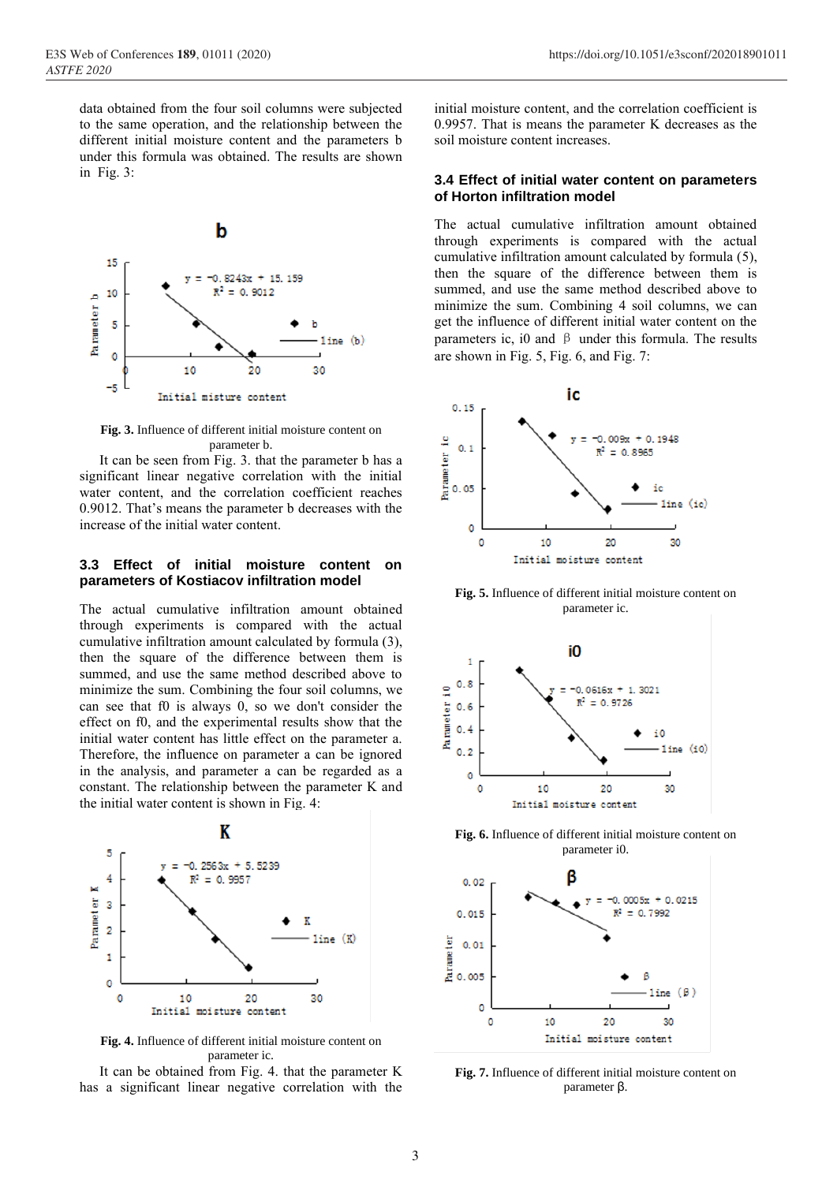data obtained from the four soil columns were subjected to the same operation, and the relationship between the different initial moisture content and the parameters b under this formula was obtained. The results are shown in Fig. 3:

**Fig. 3.** Influence of different initial moisture content on parameter b.

It can be seen from Fig. 3. that the parameter b has a significant linear negative correlation with the initial water content, and the correlation coefficient reaches 0.9012. That's means the parameter b decreases with the increase of the initial water content.

### 3.3 Effect of initial moisture content on parameters of Kostiacov infiltration model

The actual cumulative infiltration amount obtained through experiments is compared with the actual cumulative infiltration amount calculated by formula (3), then the square of the difference between them is summed, and use the same method described above to minimize the sum. Combining the four soil columns, we can see that f0 is always 0, so we don't consider the effect on f0, and the experimental results show that the initial water content has little effect on the parameter a. Therefore, the influence on parameter a can be ignored in the analysis, and parameter a can be regarded as a constant. The relationship between the parameter K and the initial water content is shown in Fig. 4:

**Fig. 4.** Influence of different initial moisture content on parameter ic.

It can be obtained from Fig. 4. that the parameter K has a significant linear negative correlation with the initial moisture content, and the correlation coefficient is 0.9957. That is means the parameter K decreases as the soil moisture content increases.

### 3.4 Effect of initial water content on parameters of Horton infiltration model

The actual cumulative infiltration amount obtained through experiments is compared with the actual cumulative infiltration amount calculated by formula (5), then the square of the difference between them is summed, and use the same method described above to minimize the sum. Combining 4 soil columns, we can get the influence of different initial water content on the parameters ic, i0 and β under this formula. The results are shown in Fig. 5, Fig. 6, and Fig. 7:

**Fig. 5.** Influence of different initial moisture content on parameter ic.

**Fig. 6.** Influence of different initial moisture content on parameter i0.

**Fig. 7.** Influence of different initial moisture content on parameter β.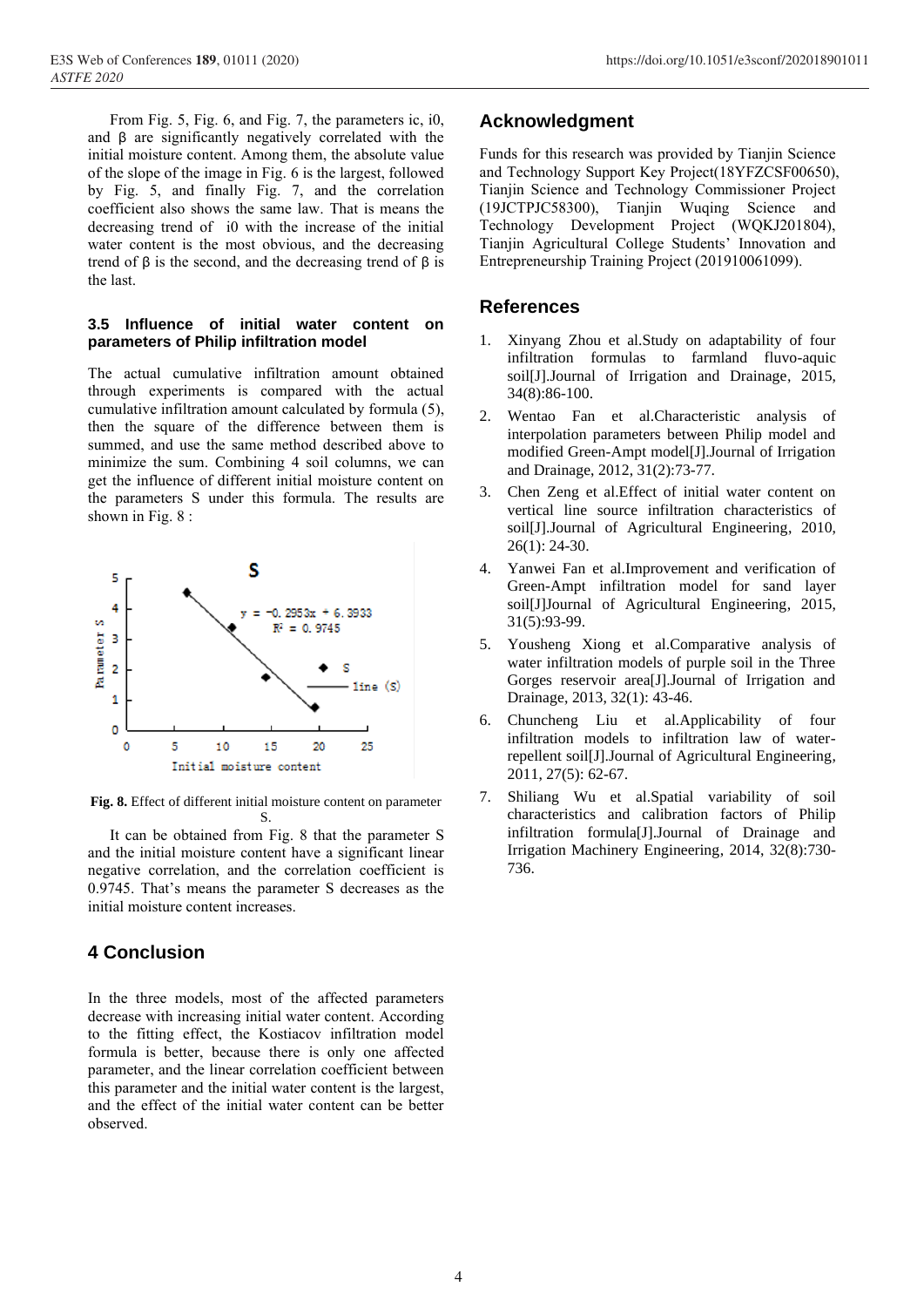From Fig. 5, Fig. 6, and Fig. 7, the parameters ic, i0, and β are significantly negatively correlated with the initial moisture content. Among them, the absolute value of the slope of the image in Fig. 6 is the largest, followed by Fig. 5, and finally Fig. 7, and the correlation coefficient also shows the same law. That is means the decreasing trend of i0 with the increase of the initial water content is the most obvious, and the decreasing trend of β is the second, and the decreasing trend of β is the last.

### 3.5 Influence of initial water content on parameters of Philip infiltration model

The actual cumulative infiltration amount obtained through experiments is compared with the actual cumulative infiltration amount calculated by formula (5), then the square of the difference between them is summed, and use the same method described above to minimize the sum. Combining 4 soil columns, we can get the influence of different initial moisture content on the parameters S under this formula. The results are shown in Fig. 8 :

S

y = -0.2953x + 6.3933

$R^2$ = 0.9745

Parameter S

Initial moisture content

S

line (S)

0 5 10 15 20 25

0 1 2 3 4 5

**Fig. 8.** Effect of different initial moisture content on parameter S.

It can be obtained from Fig. 8 that the parameter S and the initial moisture content have a significant linear negative correlation, and the correlation coefficient is 0.9745. That's means the parameter S decreases as the initial moisture content increases.

## 4 Conclusion

In the three models, most of the affected parameters decrease with increasing initial water content. According to the fitting effect, the Kostiacov infiltration model formula is better, because there is only one affected parameter, and the linear correlation coefficient between this parameter and the initial water content is the largest, and the effect of the initial water content can be better observed.

## Acknowledgment

Funds for this research was provided by Tianjin Science and Technology Support Key Project(18YFZCSF00650), Tianjin Science and Technology Commissioner Project (19JCTPJC58300), Tianjin Wuqing Science and Technology Development Project (WQKJ201804), Tianjin Agricultural College Students' Innovation and Entrepreneurship Training Project (201910061099).

## References

1. Xinyang Zhou et al.Study on adaptability of four infiltration formulas to farmland fluvo-aquic soil[J].Journal of Irrigation and Drainage, 2015, 34(8):86-100.
2. Wentao Fan et al.Characteristic analysis of interpolation parameters between Philip model and modified Green-Ampt model[J].Journal of Irrigation and Drainage, 2012, 31(2):73-77.
3. Chen Zeng et al.Effect of initial water content on vertical line source infiltration characteristics of soil[J].Journal of Agricultural Engineering, 2010, 26(1): 24-30.
4. Yanwei Fan et al.Improvement and verification of Green-Ampt infiltration model for sand layer soil[J]Journal of Agricultural Engineering, 2015, 31(5):93-99.
5. Yousheng Xiong et al.Comparative analysis of water infiltration models of purple soil in the Three Gorges reservoir area[J].Journal of Irrigation and Drainage, 2013, 32(1): 43-46.
6. Chuncheng Liu et al.Applicability of four infiltration models to infiltration law of water-repellent soil[J].Journal of Agricultural Engineering, 2011, 27(5): 62-67.
7. Shiliang Wu et al.Spatial variability of soil characteristics and calibration factors of Philip infiltration formula[J].Journal of Drainage and Irrigation Machinery Engineering, 2014, 32(8):730-736.